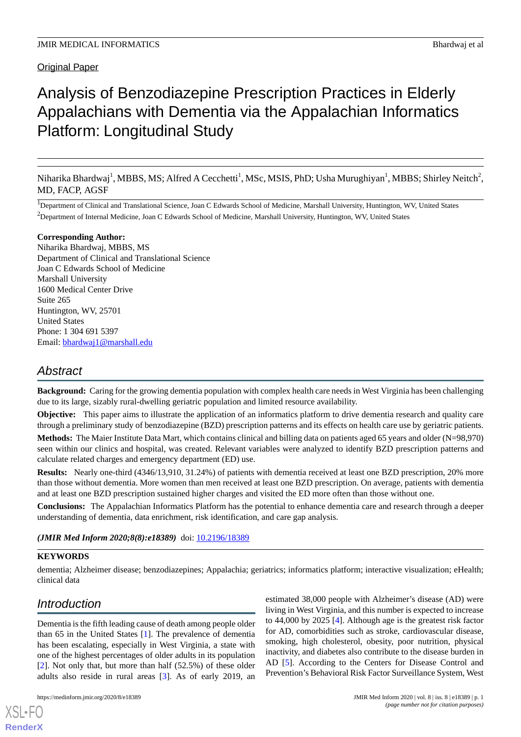Original Paper

# Analysis of Benzodiazepine Prescription Practices in Elderly Appalachians with Dementia via the Appalachian Informatics Platform: Longitudinal Study

Niharika Bhardwaj[1], MBBS, MS; Alfred A Cecchetti[1], MSc, MSIS, PhD; Usha Murughiyan[1], MBBS; Shirley Neitch[2], MD, FACP, AGSF

[1]Department of Clinical and Translational Science, Joan C Edwards School of Medicine, Marshall University, Huntington, WV, United States

[2]Department of Internal Medicine, Joan C Edwards School of Medicine, Marshall University, Huntington, WV, United States

**Corresponding Author:**
Niharika Bhardwaj, MBBS, MS
Department of Clinical and Translational Science
Joan C Edwards School of Medicine
Marshall University
1600 Medical Center Drive
Suite 265
Huntington, WV, 25701
United States
Phone: 1 304 691 5397
Email: bhardwaj1@marshall.edu

## Abstract

**Background:** Caring for the growing dementia population with complex health care needs in West Virginia has been challenging due to its large, sizably rural-dwelling geriatric population and limited resource availability.

**Objective:** This paper aims to illustrate the application of an informatics platform to drive dementia research and quality care through a preliminary study of benzodiazepine (BZD) prescription patterns and its effects on health care use by geriatric patients.

**Methods:** The Maier Institute Data Mart, which contains clinical and billing data on patients aged 65 years and older (N=98,970) seen within our clinics and hospital, was created. Relevant variables were analyzed to identify BZD prescription patterns and calculate related charges and emergency department (ED) use.

**Results:** Nearly one-third (4346/13,910, 31.24%) of patients with dementia received at least one BZD prescription, 20% more than those without dementia. More women than men received at least one BZD prescription. On average, patients with dementia and at least one BZD prescription sustained higher charges and visited the ED more often than those without one.

**Conclusions:** The Appalachian Informatics Platform has the potential to enhance dementia care and research through a deeper understanding of dementia, data enrichment, risk identification, and care gap analysis.

***(JMIR Med Inform 2020;8(8):e18389)*** doi: 10.2196/18389

**KEYWORDS**

dementia; Alzheimer disease; benzodiazepines; Appalachia; geriatrics; informatics platform; interactive visualization; eHealth; clinical data

## Introduction

Dementia is the fifth leading cause of death among people older than 65 in the United States [1]. The prevalence of dementia has been escalating, especially in West Virginia, a state with one of the highest percentages of older adults in its population [2]. Not only that, but more than half (52.5%) of these older adults also reside in rural areas [3]. As of early 2019, an estimated 38,000 people with Alzheimer's disease (AD) were living in West Virginia, and this number is expected to increase to 44,000 by 2025 [4]. Although age is the greatest risk factor for AD, comorbidities such as stroke, cardiovascular disease, smoking, high cholesterol, obesity, poor nutrition, physical inactivity, and diabetes also contribute to the disease burden in AD [5]. According to the Centers for Disease Control and Prevention's Behavioral Risk Factor Surveillance System, West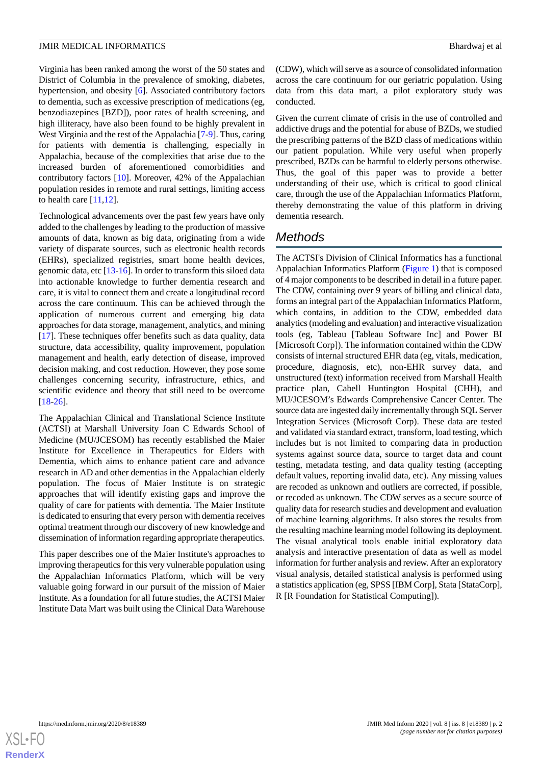Virginia has been ranked among the worst of the 50 states and District of Columbia in the prevalence of smoking, diabetes, hypertension, and obesity [6]. Associated contributory factors to dementia, such as excessive prescription of medications (eg, benzodiazepines [BZD]), poor rates of health screening, and high illiteracy, have also been found to be highly prevalent in West Virginia and the rest of the Appalachia [7-9]. Thus, caring for patients with dementia is challenging, especially in Appalachia, because of the complexities that arise due to the increased burden of aforementioned comorbidities and contributory factors [10]. Moreover, 42% of the Appalachian population resides in remote and rural settings, limiting access to health care [11,12].

Technological advancements over the past few years have only added to the challenges by leading to the production of massive amounts of data, known as big data, originating from a wide variety of disparate sources, such as electronic health records (EHRs), specialized registries, smart home health devices, genomic data, etc [13-16]. In order to transform this siloed data into actionable knowledge to further dementia research and care, it is vital to connect them and create a longitudinal record across the care continuum. This can be achieved through the application of numerous current and emerging big data approaches for data storage, management, analytics, and mining [17]. These techniques offer benefits such as data quality, data structure, data accessibility, quality improvement, population management and health, early detection of disease, improved decision making, and cost reduction. However, they pose some challenges concerning security, infrastructure, ethics, and scientific evidence and theory that still need to be overcome [18-26].

The Appalachian Clinical and Translational Science Institute (ACTSI) at Marshall University Joan C Edwards School of Medicine (MU/JCESOM) has recently established the Maier Institute for Excellence in Therapeutics for Elders with Dementia, which aims to enhance patient care and advance research in AD and other dementias in the Appalachian elderly population. The focus of Maier Institute is on strategic approaches that will identify existing gaps and improve the quality of care for patients with dementia. The Maier Institute is dedicated to ensuring that every person with dementia receives optimal treatment through our discovery of new knowledge and dissemination of information regarding appropriate therapeutics.

This paper describes one of the Maier Institute's approaches to improving therapeutics for this very vulnerable population using the Appalachian Informatics Platform, which will be very valuable going forward in our pursuit of the mission of Maier Institute. As a foundation for all future studies, the ACTSI Maier Institute Data Mart was built using the Clinical Data Warehouse (CDW), which will serve as a source of consolidated information across the care continuum for our geriatric population. Using data from this data mart, a pilot exploratory study was conducted.

Given the current climate of crisis in the use of controlled and addictive drugs and the potential for abuse of BZDs, we studied the prescribing patterns of the BZD class of medications within our patient population. While very useful when properly prescribed, BZDs can be harmful to elderly persons otherwise. Thus, the goal of this paper was to provide a better understanding of their use, which is critical to good clinical care, through the use of the Appalachian Informatics Platform, thereby demonstrating the value of this platform in driving dementia research.

## Methods

The ACTSI's Division of Clinical Informatics has a functional Appalachian Informatics Platform (Figure 1) that is composed of 4 major components to be described in detail in a future paper. The CDW, containing over 9 years of billing and clinical data, forms an integral part of the Appalachian Informatics Platform, which contains, in addition to the CDW, embedded data analytics (modeling and evaluation) and interactive visualization tools (eg, Tableau [Tableau Software Inc] and Power BI [Microsoft Corp]). The information contained within the CDW consists of internal structured EHR data (eg, vitals, medication, procedure, diagnosis, etc), non-EHR survey data, and unstructured (text) information received from Marshall Health practice plan, Cabell Huntington Hospital (CHH), and MU/JCESOM's Edwards Comprehensive Cancer Center. The source data are ingested daily incrementally through SQL Server Integration Services (Microsoft Corp). These data are tested and validated via standard extract, transform, load testing, which includes but is not limited to comparing data in production systems against source data, source to target data and count testing, metadata testing, and data quality testing (accepting default values, reporting invalid data, etc). Any missing values are recoded as unknown and outliers are corrected, if possible, or recoded as unknown. The CDW serves as a secure source of quality data for research studies and development and evaluation of machine learning algorithms. It also stores the results from the resulting machine learning model following its deployment. The visual analytical tools enable initial exploratory data analysis and interactive presentation of data as well as model information for further analysis and review. After an exploratory visual analysis, detailed statistical analysis is performed using a statistics application (eg, SPSS [IBM Corp], Stata [StataCorp], R [R Foundation for Statistical Computing]).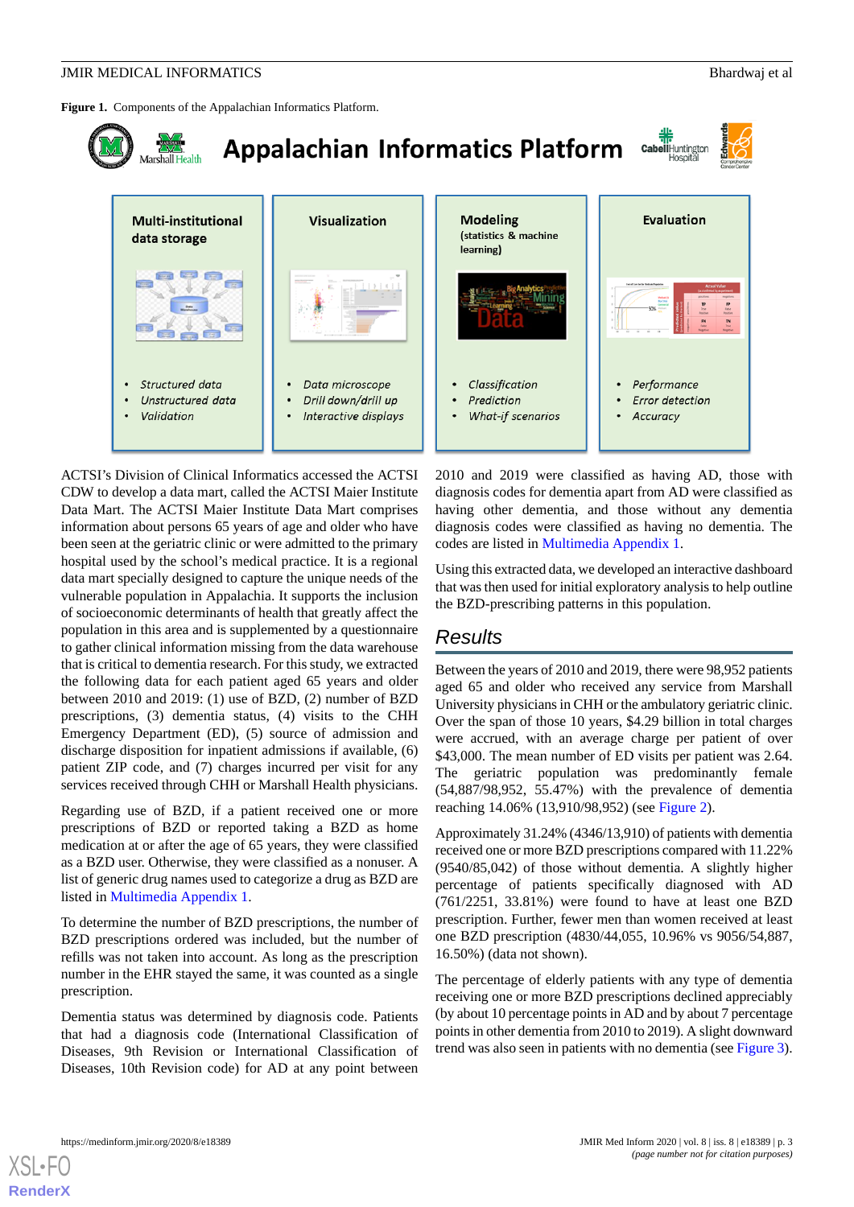**Figure 1.** Components of the Appalachian Informatics Platform.

ACTSI's Division of Clinical Informatics accessed the ACTSI CDW to develop a data mart, called the ACTSI Maier Institute Data Mart. The ACTSI Maier Institute Data Mart comprises information about persons 65 years of age and older who have been seen at the geriatric clinic or were admitted to the primary hospital used by the school's medical practice. It is a regional data mart specially designed to capture the unique needs of the vulnerable population in Appalachia. It supports the inclusion of socioeconomic determinants of health that greatly affect the population in this area and is supplemented by a questionnaire to gather clinical information missing from the data warehouse that is critical to dementia research. For this study, we extracted the following data for each patient aged 65 years and older between 2010 and 2019: (1) use of BZD, (2) number of BZD prescriptions, (3) dementia status, (4) visits to the CHH Emergency Department (ED), (5) source of admission and discharge disposition for inpatient admissions if available, (6) patient ZIP code, and (7) charges incurred per visit for any services received through CHH or Marshall Health physicians.

Regarding use of BZD, if a patient received one or more prescriptions of BZD or reported taking a BZD as home medication at or after the age of 65 years, they were classified as a BZD user. Otherwise, they were classified as a nonuser. A list of generic drug names used to categorize a drug as BZD are listed in Multimedia Appendix 1.

To determine the number of BZD prescriptions, the number of BZD prescriptions ordered was included, but the number of refills was not taken into account. As long as the prescription number in the EHR stayed the same, it was counted as a single prescription.

Dementia status was determined by diagnosis code. Patients that had a diagnosis code (International Classification of Diseases, 9th Revision or International Classification of Diseases, 10th Revision code) for AD at any point between 2010 and 2019 were classified as having AD, those with diagnosis codes for dementia apart from AD were classified as having other dementia, and those without any dementia diagnosis codes were classified as having no dementia. The codes are listed in Multimedia Appendix 1.

Using this extracted data, we developed an interactive dashboard that was then used for initial exploratory analysis to help outline the BZD-prescribing patterns in this population.

## Results

Between the years of 2010 and 2019, there were 98,952 patients aged 65 and older who received any service from Marshall University physicians in CHH or the ambulatory geriatric clinic. Over the span of those 10 years, $4.29 billion in total charges were accrued, with an average charge per patient of over $43,000. The mean number of ED visits per patient was 2.64. The geriatric population was predominantly female (54,887/98,952, 55.47%) with the prevalence of dementia reaching 14.06% (13,910/98,952) (see Figure 2).

Approximately 31.24% (4346/13,910) of patients with dementia received one or more BZD prescriptions compared with 11.22% (9540/85,042) of those without dementia. A slightly higher percentage of patients specifically diagnosed with AD (761/2251, 33.81%) were found to have at least one BZD prescription. Further, fewer men than women received at least one BZD prescription (4830/44,055, 10.96% vs 9056/54,887, 16.50%) (data not shown).

The percentage of elderly patients with any type of dementia receiving one or more BZD prescriptions declined appreciably (by about 10 percentage points in AD and by about 7 percentage points in other dementia from 2010 to 2019). A slight downward trend was also seen in patients with no dementia (see Figure 3).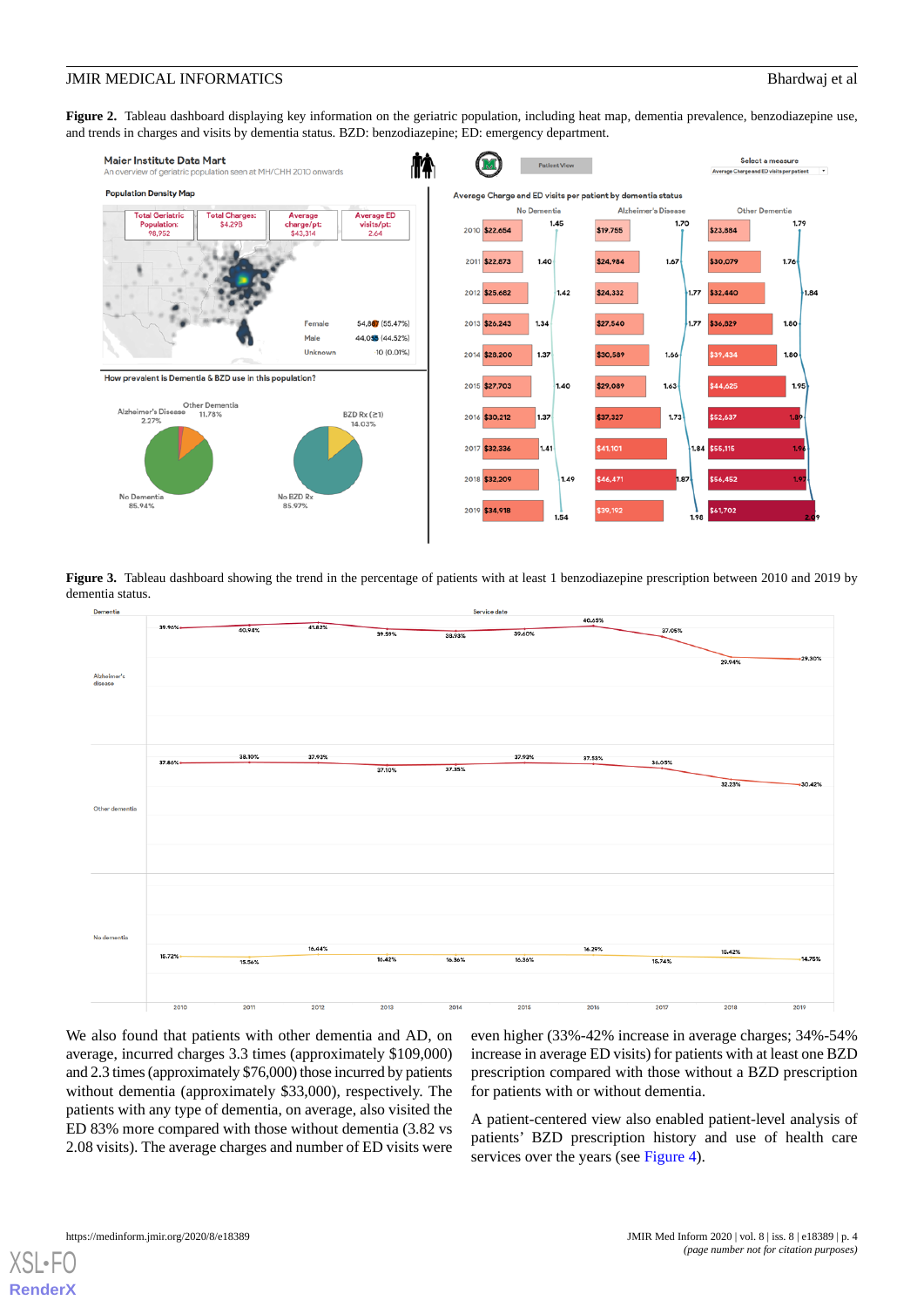**Figure 2.** Tableau dashboard displaying key information on the geriatric population, including heat map, dementia prevalence, benzodiazepine use, and trends in charges and visits by dementia status. BZD: benzodiazepine; ED: emergency department.

**Figure 3.** Tableau dashboard showing the trend in the percentage of patients with at least 1 benzodiazepine prescription between 2010 and 2019 by dementia status.

We also found that patients with other dementia and AD, on average, incurred charges 3.3 times (approximately $109,000) and 2.3 times (approximately $76,000) those incurred by patients without dementia (approximately $33,000), respectively. The patients with any type of dementia, on average, also visited the ED 83% more compared with those without dementia (3.82 vs 2.08 visits). The average charges and number of ED visits were even higher (33%-42% increase in average charges; 34%-54% increase in average ED visits) for patients with at least one BZD prescription compared with those without a BZD prescription for patients with or without dementia.

A patient-centered view also enabled patient-level analysis of patients' BZD prescription history and use of health care services over the years (see Figure 4).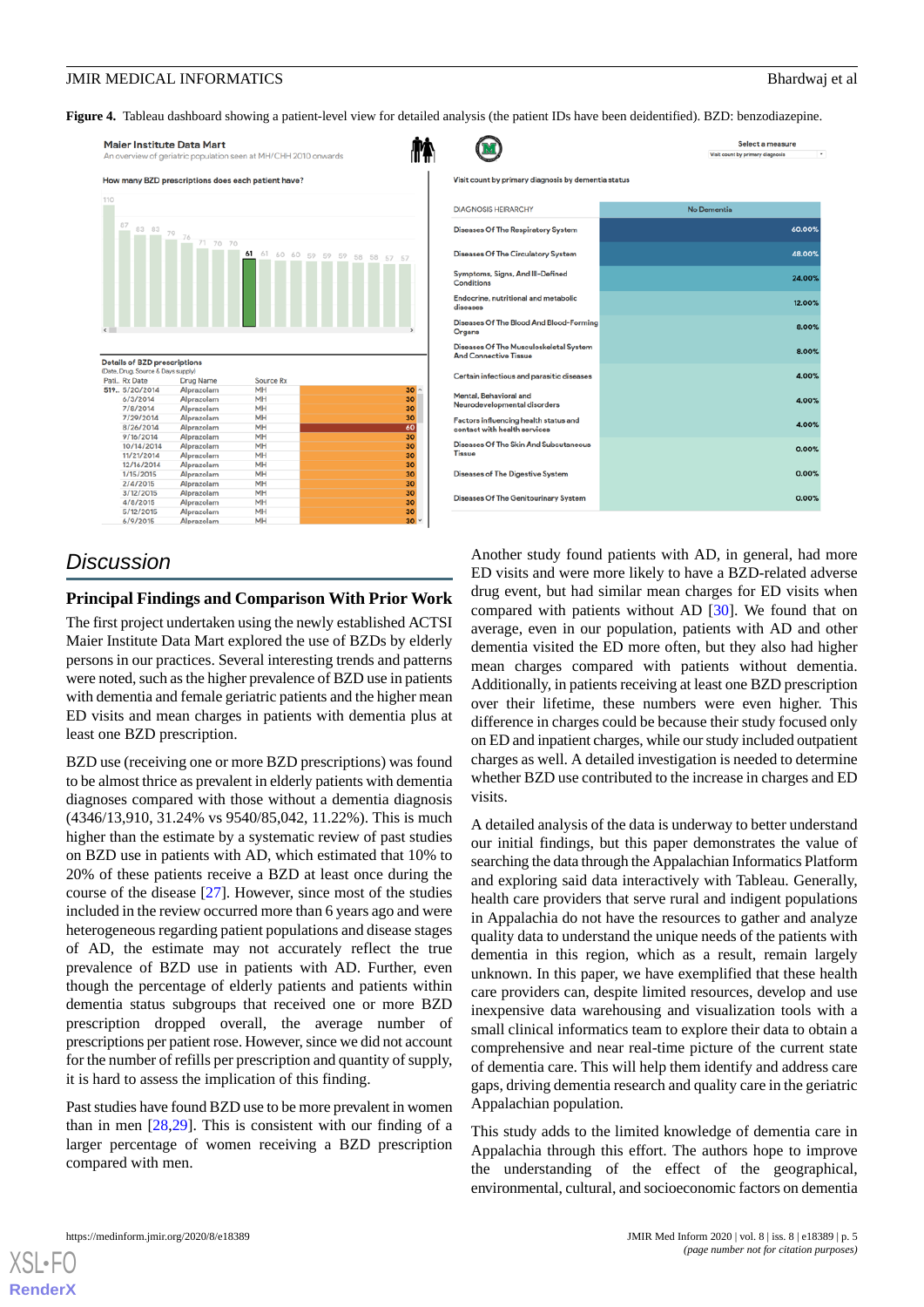**Figure 4.** Tableau dashboard showing a patient-level view for detailed analysis (the patient IDs have been deidentified). BZD: benzodiazepine.

## Discussion

### Principal Findings and Comparison With Prior Work

The first project undertaken using the newly established ACTSI Maier Institute Data Mart explored the use of BZDs by elderly persons in our practices. Several interesting trends and patterns were noted, such as the higher prevalence of BZD use in patients with dementia and female geriatric patients and the higher mean ED visits and mean charges in patients with dementia plus at least one BZD prescription.

BZD use (receiving one or more BZD prescriptions) was found to be almost thrice as prevalent in elderly patients with dementia diagnoses compared with those without a dementia diagnosis (4346/13,910, 31.24% vs 9540/85,042, 11.22%). This is much higher than the estimate by a systematic review of past studies on BZD use in patients with AD, which estimated that 10% to 20% of these patients receive a BZD at least once during the course of the disease [27]. However, since most of the studies included in the review occurred more than 6 years ago and were heterogeneous regarding patient populations and disease stages of AD, the estimate may not accurately reflect the true prevalence of BZD use in patients with AD. Further, even though the percentage of elderly patients and patients within dementia status subgroups that received one or more BZD prescription dropped overall, the average number of prescriptions per patient rose. However, since we did not account for the number of refills per prescription and quantity of supply, it is hard to assess the implication of this finding.

Past studies have found BZD use to be more prevalent in women than in men [28,29]. This is consistent with our finding of a larger percentage of women receiving a BZD prescription compared with men.

Another study found patients with AD, in general, had more ED visits and were more likely to have a BZD-related adverse drug event, but had similar mean charges for ED visits when compared with patients without AD [30]. We found that on average, even in our population, patients with AD and other dementia visited the ED more often, but they also had higher mean charges compared with patients without dementia. Additionally, in patients receiving at least one BZD prescription over their lifetime, these numbers were even higher. This difference in charges could be because their study focused only on ED and inpatient charges, while our study included outpatient charges as well. A detailed investigation is needed to determine whether BZD use contributed to the increase in charges and ED visits.

A detailed analysis of the data is underway to better understand our initial findings, but this paper demonstrates the value of searching the data through the Appalachian Informatics Platform and exploring said data interactively with Tableau. Generally, health care providers that serve rural and indigent populations in Appalachia do not have the resources to gather and analyze quality data to understand the unique needs of the patients with dementia in this region, which as a result, remain largely unknown. In this paper, we have exemplified that these health care providers can, despite limited resources, develop and use inexpensive data warehousing and visualization tools with a small clinical informatics team to explore their data to obtain a comprehensive and near real-time picture of the current state of dementia care. This will help them identify and address care gaps, driving dementia research and quality care in the geriatric Appalachian population.

This study adds to the limited knowledge of dementia care in Appalachia through this effort. The authors hope to improve the understanding of the effect of the geographical, environmental, cultural, and socioeconomic factors on dementia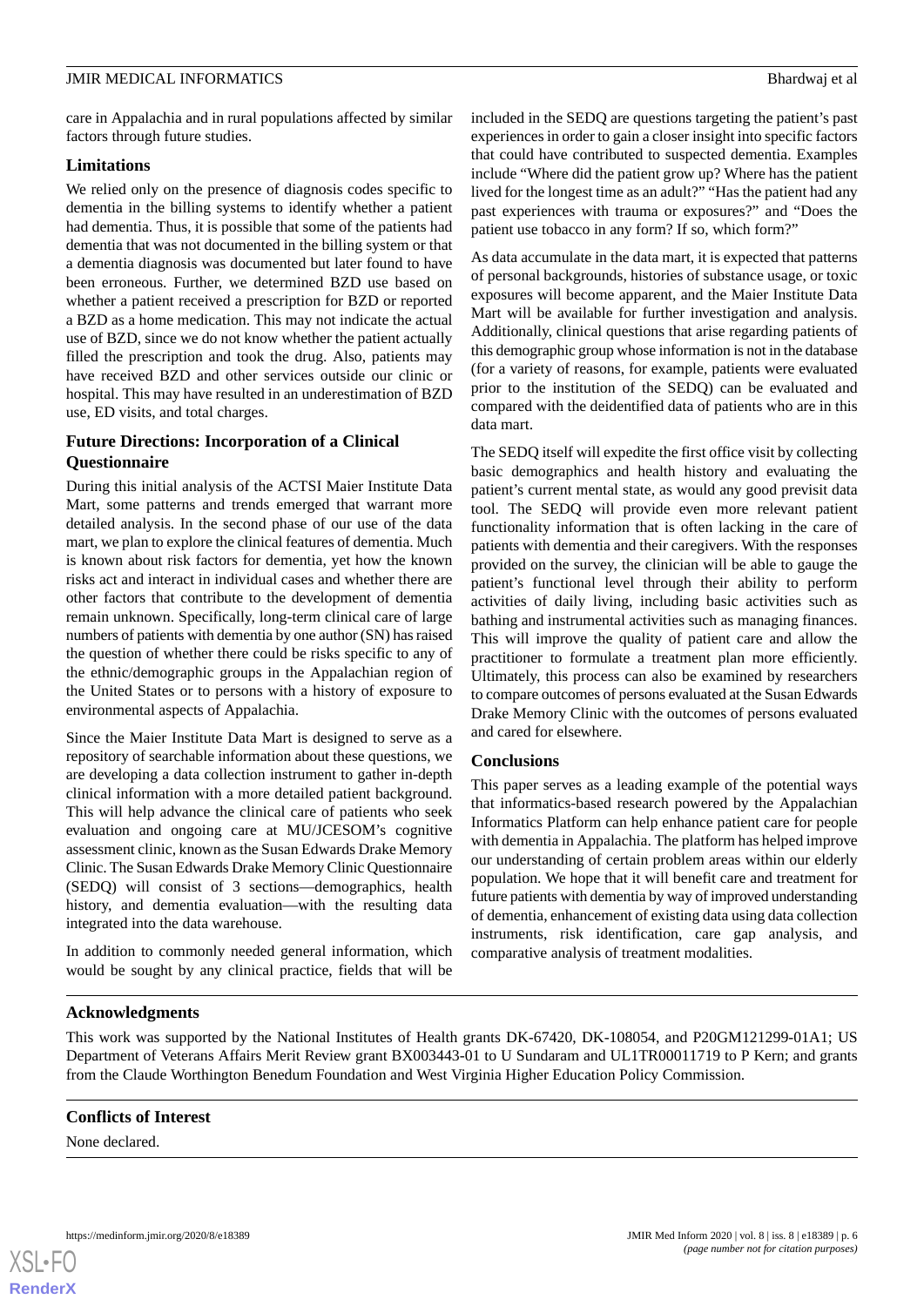care in Appalachia and in rural populations affected by similar factors through future studies.

### Limitations

We relied only on the presence of diagnosis codes specific to dementia in the billing systems to identify whether a patient had dementia. Thus, it is possible that some of the patients had dementia that was not documented in the billing system or that a dementia diagnosis was documented but later found to have been erroneous. Further, we determined BZD use based on whether a patient received a prescription for BZD or reported a BZD as a home medication. This may not indicate the actual use of BZD, since we do not know whether the patient actually filled the prescription and took the drug. Also, patients may have received BZD and other services outside our clinic or hospital. This may have resulted in an underestimation of BZD use, ED visits, and total charges.

### Future Directions: Incorporation of a Clinical Questionnaire

During this initial analysis of the ACTSI Maier Institute Data Mart, some patterns and trends emerged that warrant more detailed analysis. In the second phase of our use of the data mart, we plan to explore the clinical features of dementia. Much is known about risk factors for dementia, yet how the known risks act and interact in individual cases and whether there are other factors that contribute to the development of dementia remain unknown. Specifically, long-term clinical care of large numbers of patients with dementia by one author (SN) has raised the question of whether there could be risks specific to any of the ethnic/demographic groups in the Appalachian region of the United States or to persons with a history of exposure to environmental aspects of Appalachia.

Since the Maier Institute Data Mart is designed to serve as a repository of searchable information about these questions, we are developing a data collection instrument to gather in-depth clinical information with a more detailed patient background. This will help advance the clinical care of patients who seek evaluation and ongoing care at MU/JCESOM's cognitive assessment clinic, known as the Susan Edwards Drake Memory Clinic. The Susan Edwards Drake Memory Clinic Questionnaire (SEDQ) will consist of 3 sections—demographics, health history, and dementia evaluation—with the resulting data integrated into the data warehouse.

In addition to commonly needed general information, which would be sought by any clinical practice, fields that will be included in the SEDQ are questions targeting the patient's past experiences in order to gain a closer insight into specific factors that could have contributed to suspected dementia. Examples include "Where did the patient grow up? Where has the patient lived for the longest time as an adult?" "Has the patient had any past experiences with trauma or exposures?" and "Does the patient use tobacco in any form? If so, which form?"

As data accumulate in the data mart, it is expected that patterns of personal backgrounds, histories of substance usage, or toxic exposures will become apparent, and the Maier Institute Data Mart will be available for further investigation and analysis. Additionally, clinical questions that arise regarding patients of this demographic group whose information is not in the database (for a variety of reasons, for example, patients were evaluated prior to the institution of the SEDQ) can be evaluated and compared with the deidentified data of patients who are in this data mart.

The SEDQ itself will expedite the first office visit by collecting basic demographics and health history and evaluating the patient's current mental state, as would any good previsit data tool. The SEDQ will provide even more relevant patient functionality information that is often lacking in the care of patients with dementia and their caregivers. With the responses provided on the survey, the clinician will be able to gauge the patient's functional level through their ability to perform activities of daily living, including basic activities such as bathing and instrumental activities such as managing finances. This will improve the quality of patient care and allow the practitioner to formulate a treatment plan more efficiently. Ultimately, this process can also be examined by researchers to compare outcomes of persons evaluated at the Susan Edwards Drake Memory Clinic with the outcomes of persons evaluated and cared for elsewhere.

### Conclusions

This paper serves as a leading example of the potential ways that informatics-based research powered by the Appalachian Informatics Platform can help enhance patient care for people with dementia in Appalachia. The platform has helped improve our understanding of certain problem areas within our elderly population. We hope that it will benefit care and treatment for future patients with dementia by way of improved understanding of dementia, enhancement of existing data using data collection instruments, risk identification, care gap analysis, and comparative analysis of treatment modalities.

## Acknowledgments

This work was supported by the National Institutes of Health grants DK-67420, DK-108054, and P20GM121299-01A1; US Department of Veterans Affairs Merit Review grant BX003443-01 to U Sundaram and UL1TR00011719 to P Kern; and grants from the Claude Worthington Benedum Foundation and West Virginia Higher Education Policy Commission.

## Conflicts of Interest

None declared.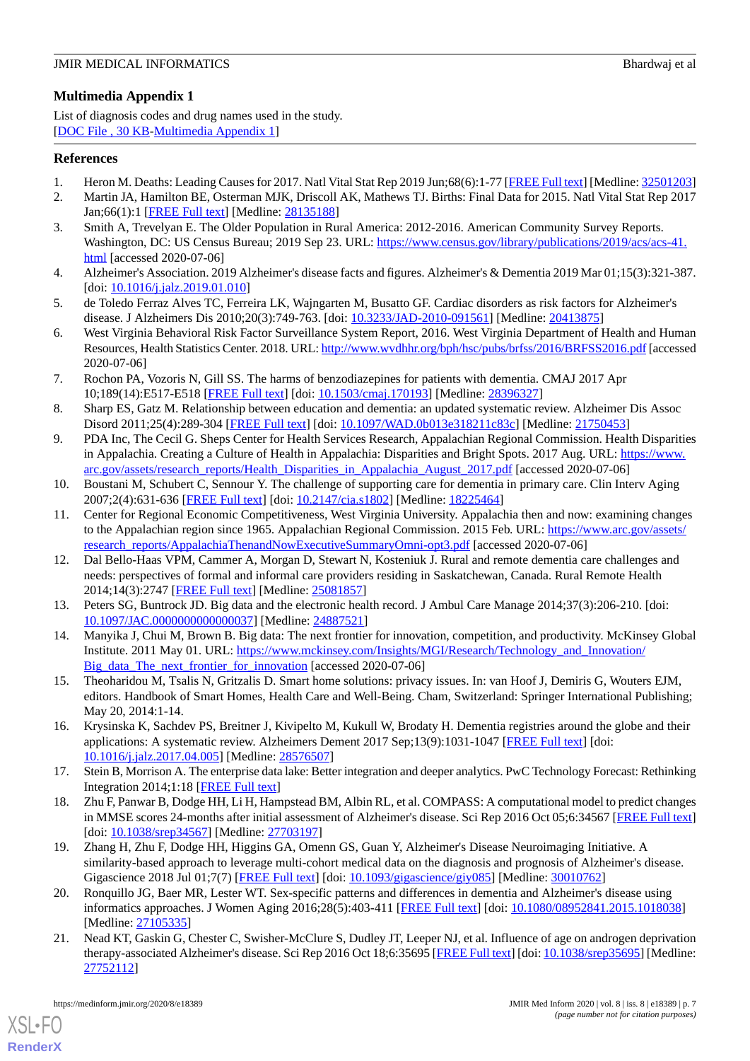## Multimedia Appendix 1

List of diagnosis codes and drug names used in the study.
[DOC File , 30 KB-Multimedia Appendix 1]

## References

1. Heron M. Deaths: Leading Causes for 2017. Natl Vital Stat Rep 2019 Jun;68(6):1-77 [FREE Full text] [Medline: 32501203]
2. Martin JA, Hamilton BE, Osterman MJK, Driscoll AK, Mathews TJ. Births: Final Data for 2015. Natl Vital Stat Rep 2017 Jan;66(1):1 [FREE Full text] [Medline: 28135188]
3. Smith A, Trevelyan E. The Older Population in Rural America: 2012-2016. American Community Survey Reports. Washington, DC: US Census Bureau; 2019 Sep 23. URL: https://www.census.gov/library/publications/2019/acs/acs-41.html [accessed 2020-07-06]
4. Alzheimer's Association. 2019 Alzheimer's disease facts and figures. Alzheimer's & Dementia 2019 Mar 01;15(3):321-387. [doi: 10.1016/j.jalz.2019.01.010]
5. de Toledo Ferraz Alves TC, Ferreira LK, Wajngarten M, Busatto GF. Cardiac disorders as risk factors for Alzheimer's disease. J Alzheimers Dis 2010;20(3):749-763. [doi: 10.3233/JAD-2010-091561] [Medline: 20413875]
6. West Virginia Behavioral Risk Factor Surveillance System Report, 2016. West Virginia Department of Health and Human Resources, Health Statistics Center. 2018. URL: http://www.wvdhhr.org/bph/hsc/pubs/brfss/2016/BRFSS2016.pdf [accessed 2020-07-06]
7. Rochon PA, Vozoris N, Gill SS. The harms of benzodiazepines for patients with dementia. CMAJ 2017 Apr 10;189(14):E517-E518 [FREE Full text] [doi: 10.1503/cmaj.170193] [Medline: 28396327]
8. Sharp ES, Gatz M. Relationship between education and dementia: an updated systematic review. Alzheimer Dis Assoc Disord 2011;25(4):289-304 [FREE Full text] [doi: 10.1097/WAD.0b013e318211c83c] [Medline: 21750453]
9. PDA Inc, The Cecil G. Sheps Center for Health Services Research, Appalachian Regional Commission. Health Disparities in Appalachia. Creating a Culture of Health in Appalachia: Disparities and Bright Spots. 2017 Aug. URL: https://www.arc.gov/assets/research_reports/Health_Disparities_in_Appalachia_August_2017.pdf [accessed 2020-07-06]
10. Boustani M, Schubert C, Sennour Y. The challenge of supporting care for dementia in primary care. Clin Interv Aging 2007;2(4):631-636 [FREE Full text] [doi: 10.2147/cia.s1802] [Medline: 18225464]
11. Center for Regional Economic Competitiveness, West Virginia University. Appalachia then and now: examining changes to the Appalachian region since 1965. Appalachian Regional Commission. 2015 Feb. URL: https://www.arc.gov/assets/research_reports/AppalachiaThenandNowExecutiveSummaryOmni-opt3.pdf [accessed 2020-07-06]
12. Dal Bello-Haas VPM, Cammer A, Morgan D, Stewart N, Kosteniuk J. Rural and remote dementia care challenges and needs: perspectives of formal and informal care providers residing in Saskatchewan, Canada. Rural Remote Health 2014;14(3):2747 [FREE Full text] [Medline: 25081857]
13. Peters SG, Buntrock JD. Big data and the electronic health record. J Ambul Care Manage 2014;37(3):206-210. [doi: 10.1097/JAC.0000000000000037] [Medline: 24887521]
14. Manyika J, Chui M, Brown B. Big data: The next frontier for innovation, competition, and productivity. McKinsey Global Institute. 2011 May 01. URL: https://www.mckinsey.com/Insights/MGI/Research/Technology_and_Innovation/Big_data_The_next_frontier_for_innovation [accessed 2020-07-06]
15. Theoharidou M, Tsalis N, Gritzalis D. Smart home solutions: privacy issues. In: van Hoof J, Demiris G, Wouters EJM, editors. Handbook of Smart Homes, Health Care and Well-Being. Cham, Switzerland: Springer International Publishing; May 20, 2014:1-14.
16. Krysinska K, Sachdev PS, Breitner J, Kivipelto M, Kukull W, Brodaty H. Dementia registries around the globe and their applications: A systematic review. Alzheimers Dement 2017 Sep;13(9):1031-1047 [FREE Full text] [doi: 10.1016/j.jalz.2017.04.005] [Medline: 28576507]
17. Stein B, Morrison A. The enterprise data lake: Better integration and deeper analytics. PwC Technology Forecast: Rethinking Integration 2014;1:18 [FREE Full text]
18. Zhu F, Panwar B, Dodge HH, Li H, Hampstead BM, Albin RL, et al. COMPASS: A computational model to predict changes in MMSE scores 24-months after initial assessment of Alzheimer's disease. Sci Rep 2016 Oct 05;6:34567 [FREE Full text] [doi: 10.1038/srep34567] [Medline: 27703197]
19. Zhang H, Zhu F, Dodge HH, Higgins GA, Omenn GS, Guan Y, Alzheimer's Disease Neuroimaging Initiative. A similarity-based approach to leverage multi-cohort medical data on the diagnosis and prognosis of Alzheimer's disease. Gigascience 2018 Jul 01;7(7) [FREE Full text] [doi: 10.1093/gigascience/giy085] [Medline: 30010762]
20. Ronquillo JG, Baer MR, Lester WT. Sex-specific patterns and differences in dementia and Alzheimer's disease using informatics approaches. J Women Aging 2016;28(5):403-411 [FREE Full text] [doi: 10.1080/08952841.2015.1018038] [Medline: 27105335]
21. Nead KT, Gaskin G, Chester C, Swisher-McClure S, Dudley JT, Leeper NJ, et al. Influence of age on androgen deprivation therapy-associated Alzheimer's disease. Sci Rep 2016 Oct 18;6:35695 [FREE Full text] [doi: 10.1038/srep35695] [Medline: 27752112]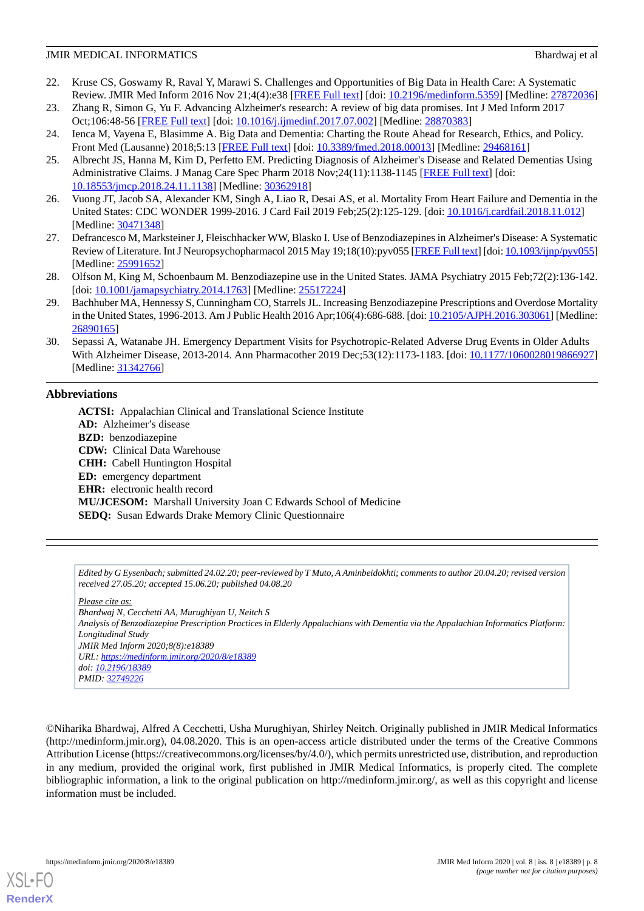22. Kruse CS, Goswamy R, Raval Y, Marawi S. Challenges and Opportunities of Big Data in Health Care: A Systematic Review. JMIR Med Inform 2016 Nov 21;4(4):e38 [FREE Full text] [doi: 10.2196/medinform.5359] [Medline: 27872036]
23. Zhang R, Simon G, Yu F. Advancing Alzheimer's research: A review of big data promises. Int J Med Inform 2017 Oct;106:48-56 [FREE Full text] [doi: 10.1016/j.ijmedinf.2017.07.002] [Medline: 28870383]
24. Ienca M, Vayena E, Blasimme A. Big Data and Dementia: Charting the Route Ahead for Research, Ethics, and Policy. Front Med (Lausanne) 2018;5:13 [FREE Full text] [doi: 10.3389/fmed.2018.00013] [Medline: 29468161]
25. Albrecht JS, Hanna M, Kim D, Perfetto EM. Predicting Diagnosis of Alzheimer's Disease and Related Dementias Using Administrative Claims. J Manag Care Spec Pharm 2018 Nov;24(11):1138-1145 [FREE Full text] [doi: 10.18553/jmcp.2018.24.11.1138] [Medline: 30362918]
26. Vuong JT, Jacob SA, Alexander KM, Singh A, Liao R, Desai AS, et al. Mortality From Heart Failure and Dementia in the United States: CDC WONDER 1999-2016. J Card Fail 2019 Feb;25(2):125-129. [doi: 10.1016/j.cardfail.2018.11.012] [Medline: 30471348]
27. Defrancesco M, Marksteiner J, Fleischhacker WW, Blasko I. Use of Benzodiazepines in Alzheimer's Disease: A Systematic Review of Literature. Int J Neuropsychopharmacol 2015 May 19;18(10):pyv055 [FREE Full text] [doi: 10.1093/ijnp/pyv055] [Medline: 25991652]
28. Olfson M, King M, Schoenbaum M. Benzodiazepine use in the United States. JAMA Psychiatry 2015 Feb;72(2):136-142. [doi: 10.1001/jamapsychiatry.2014.1763] [Medline: 25517224]
29. Bachhuber MA, Hennessy S, Cunningham CO, Starrels JL. Increasing Benzodiazepine Prescriptions and Overdose Mortality in the United States, 1996-2013. Am J Public Health 2016 Apr;106(4):686-688. [doi: 10.2105/AJPH.2016.303061] [Medline: 26890165]
30. Sepassi A, Watanabe JH. Emergency Department Visits for Psychotropic-Related Adverse Drug Events in Older Adults With Alzheimer Disease, 2013-2014. Ann Pharmacother 2019 Dec;53(12):1173-1183. [doi: 10.1177/1060028019866927] [Medline: 31342766]

## Abbreviations

**ACTSI:** Appalachian Clinical and Translational Science Institute
**AD:** Alzheimer's disease
**BZD:** benzodiazepine
**CDW:** Clinical Data Warehouse
**CHH:** Cabell Huntington Hospital
**ED:** emergency department
**EHR:** electronic health record
**MU/JCESOM:** Marshall University Joan C Edwards School of Medicine
**SEDQ:** Susan Edwards Drake Memory Clinic Questionnaire

*Edited by G Eysenbach; submitted 24.02.20; peer-reviewed by T Muto, A Aminbeidokhti; comments to author 20.04.20; revised version received 27.05.20; accepted 15.06.20; published 04.08.20*

*Please cite as:*
*Bhardwaj N, Cecchetti AA, Murughiyan U, Neitch S*
*Analysis of Benzodiazepine Prescription Practices in Elderly Appalachians with Dementia via the Appalachian Informatics Platform: Longitudinal Study*
*JMIR Med Inform 2020;8(8):e18389*
*URL: https://medinform.jmir.org/2020/8/e18389*
*doi: 10.2196/18389*
*PMID: 32749226*

©Niharika Bhardwaj, Alfred A Cecchetti, Usha Murughiyan, Shirley Neitch. Originally published in JMIR Medical Informatics (http://medinform.jmir.org), 04.08.2020. This is an open-access article distributed under the terms of the Creative Commons Attribution License (https://creativecommons.org/licenses/by/4.0/), which permits unrestricted use, distribution, and reproduction in any medium, provided the original work, first published in JMIR Medical Informatics, is properly cited. The complete bibliographic information, a link to the original publication on http://medinform.jmir.org/, as well as this copyright and license information must be included.